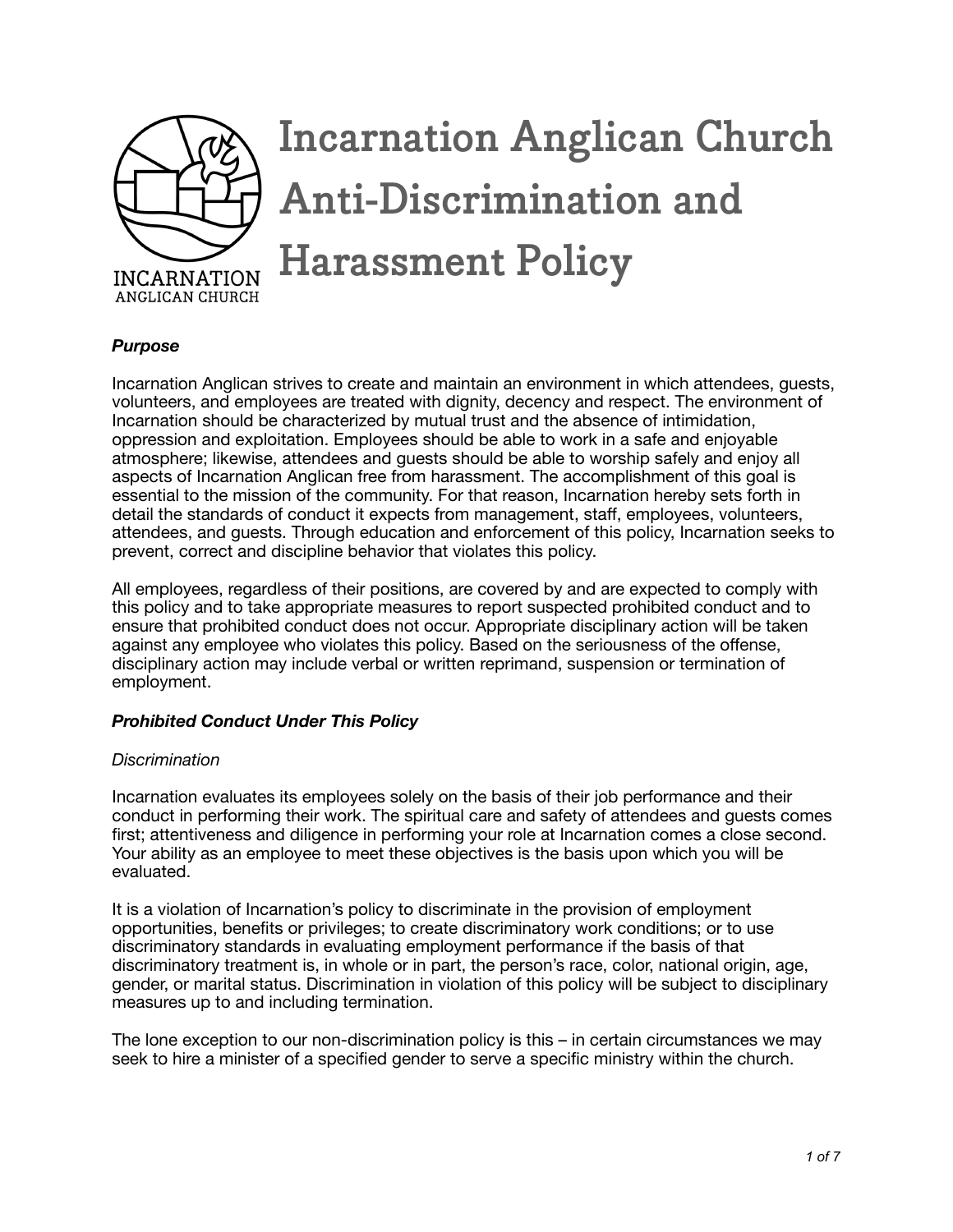# Incarnation Anglican Church Anti-Discrimination and Harassment Policy

***Purpose***

Incarnation Anglican strives to create and maintain an environment in which attendees, guests, volunteers, and employees are treated with dignity, decency and respect. The environment of Incarnation should be characterized by mutual trust and the absence of intimidation, oppression and exploitation. Employees should be able to work in a safe and enjoyable atmosphere; likewise, attendees and guests should be able to worship safely and enjoy all aspects of Incarnation Anglican free from harassment. The accomplishment of this goal is essential to the mission of the community. For that reason, Incarnation hereby sets forth in detail the standards of conduct it expects from management, staff, employees, volunteers, attendees, and guests. Through education and enforcement of this policy, Incarnation seeks to prevent, correct and discipline behavior that violates this policy.

All employees, regardless of their positions, are covered by and are expected to comply with this policy and to take appropriate measures to report suspected prohibited conduct and to ensure that prohibited conduct does not occur. Appropriate disciplinary action will be taken against any employee who violates this policy. Based on the seriousness of the offense, disciplinary action may include verbal or written reprimand, suspension or termination of employment.

***Prohibited Conduct Under This Policy***

*Discrimination*

Incarnation evaluates its employees solely on the basis of their job performance and their conduct in performing their work. The spiritual care and safety of attendees and guests comes first; attentiveness and diligence in performing your role at Incarnation comes a close second. Your ability as an employee to meet these objectives is the basis upon which you will be evaluated.

It is a violation of Incarnation's policy to discriminate in the provision of employment opportunities, benefits or privileges; to create discriminatory work conditions; or to use discriminatory standards in evaluating employment performance if the basis of that discriminatory treatment is, in whole or in part, the person's race, color, national origin, age, gender, or marital status. Discrimination in violation of this policy will be subject to disciplinary measures up to and including termination.

The lone exception to our non-discrimination policy is this – in certain circumstances we may seek to hire a minister of a specified gender to serve a specific ministry within the church.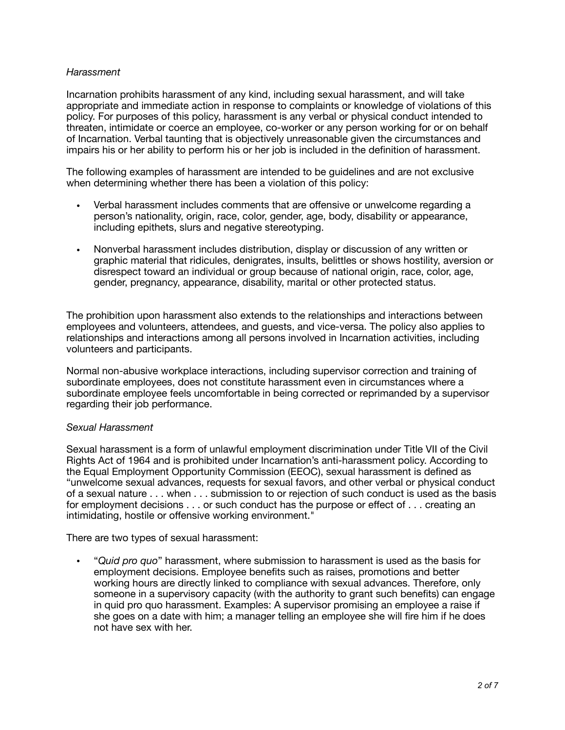*Harassment*

Incarnation prohibits harassment of any kind, including sexual harassment, and will take appropriate and immediate action in response to complaints or knowledge of violations of this policy. For purposes of this policy, harassment is any verbal or physical conduct intended to threaten, intimidate or coerce an employee, co-worker or any person working for or on behalf of Incarnation. Verbal taunting that is objectively unreasonable given the circumstances and impairs his or her ability to perform his or her job is included in the definition of harassment.

The following examples of harassment are intended to be guidelines and are not exclusive when determining whether there has been a violation of this policy:

- Verbal harassment includes comments that are offensive or unwelcome regarding a person's nationality, origin, race, color, gender, age, body, disability or appearance, including epithets, slurs and negative stereotyping.
- Nonverbal harassment includes distribution, display or discussion of any written or graphic material that ridicules, denigrates, insults, belittles or shows hostility, aversion or disrespect toward an individual or group because of national origin, race, color, age, gender, pregnancy, appearance, disability, marital or other protected status.

The prohibition upon harassment also extends to the relationships and interactions between employees and volunteers, attendees, and guests, and vice-versa. The policy also applies to relationships and interactions among all persons involved in Incarnation activities, including volunteers and participants.

Normal non-abusive workplace interactions, including supervisor correction and training of subordinate employees, does not constitute harassment even in circumstances where a subordinate employee feels uncomfortable in being corrected or reprimanded by a supervisor regarding their job performance.

*Sexual Harassment*

Sexual harassment is a form of unlawful employment discrimination under Title VII of the Civil Rights Act of 1964 and is prohibited under Incarnation's anti-harassment policy. According to the Equal Employment Opportunity Commission (EEOC), sexual harassment is defined as "unwelcome sexual advances, requests for sexual favors, and other verbal or physical conduct of a sexual nature . . . when . . . submission to or rejection of such conduct is used as the basis for employment decisions . . . or such conduct has the purpose or effect of . . . creating an intimidating, hostile or offensive working environment."

There are two types of sexual harassment:

- "*Quid pro quo*" harassment, where submission to harassment is used as the basis for employment decisions. Employee benefits such as raises, promotions and better working hours are directly linked to compliance with sexual advances. Therefore, only someone in a supervisory capacity (with the authority to grant such benefits) can engage in quid pro quo harassment. Examples: A supervisor promising an employee a raise if she goes on a date with him; a manager telling an employee she will fire him if he does not have sex with her.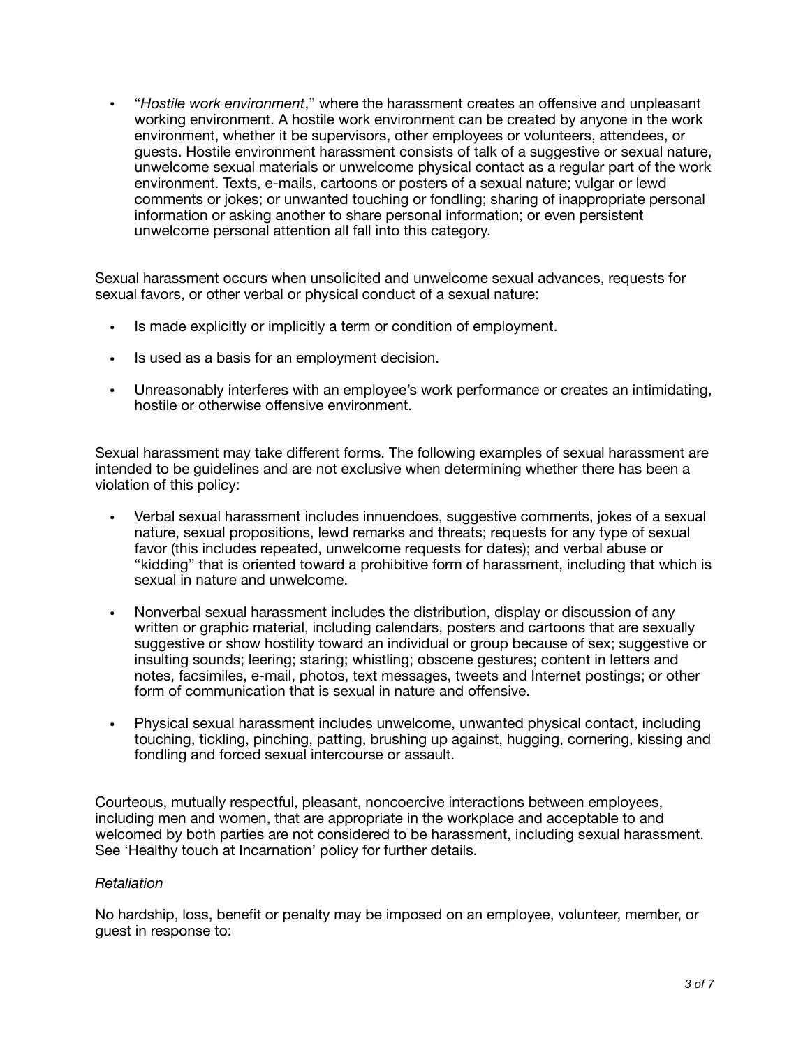- "*Hostile work environment*," where the harassment creates an offensive and unpleasant working environment. A hostile work environment can be created by anyone in the work environment, whether it be supervisors, other employees or volunteers, attendees, or guests. Hostile environment harassment consists of talk of a suggestive or sexual nature, unwelcome sexual materials or unwelcome physical contact as a regular part of the work environment. Texts, e-mails, cartoons or posters of a sexual nature; vulgar or lewd comments or jokes; or unwanted touching or fondling; sharing of inappropriate personal information or asking another to share personal information; or even persistent unwelcome personal attention all fall into this category.

Sexual harassment occurs when unsolicited and unwelcome sexual advances, requests for sexual favors, or other verbal or physical conduct of a sexual nature:

- Is made explicitly or implicitly a term or condition of employment.
- Is used as a basis for an employment decision.
- Unreasonably interferes with an employee's work performance or creates an intimidating, hostile or otherwise offensive environment.

Sexual harassment may take different forms. The following examples of sexual harassment are intended to be guidelines and are not exclusive when determining whether there has been a violation of this policy:

- Verbal sexual harassment includes innuendoes, suggestive comments, jokes of a sexual nature, sexual propositions, lewd remarks and threats; requests for any type of sexual favor (this includes repeated, unwelcome requests for dates); and verbal abuse or "kidding" that is oriented toward a prohibitive form of harassment, including that which is sexual in nature and unwelcome.
- Nonverbal sexual harassment includes the distribution, display or discussion of any written or graphic material, including calendars, posters and cartoons that are sexually suggestive or show hostility toward an individual or group because of sex; suggestive or insulting sounds; leering; staring; whistling; obscene gestures; content in letters and notes, facsimiles, e-mail, photos, text messages, tweets and Internet postings; or other form of communication that is sexual in nature and offensive.
- Physical sexual harassment includes unwelcome, unwanted physical contact, including touching, tickling, pinching, patting, brushing up against, hugging, cornering, kissing and fondling and forced sexual intercourse or assault.

Courteous, mutually respectful, pleasant, noncoercive interactions between employees, including men and women, that are appropriate in the workplace and acceptable to and welcomed by both parties are not considered to be harassment, including sexual harassment. See 'Healthy touch at Incarnation' policy for further details.

*Retaliation*

No hardship, loss, benefit or penalty may be imposed on an employee, volunteer, member, or guest in response to: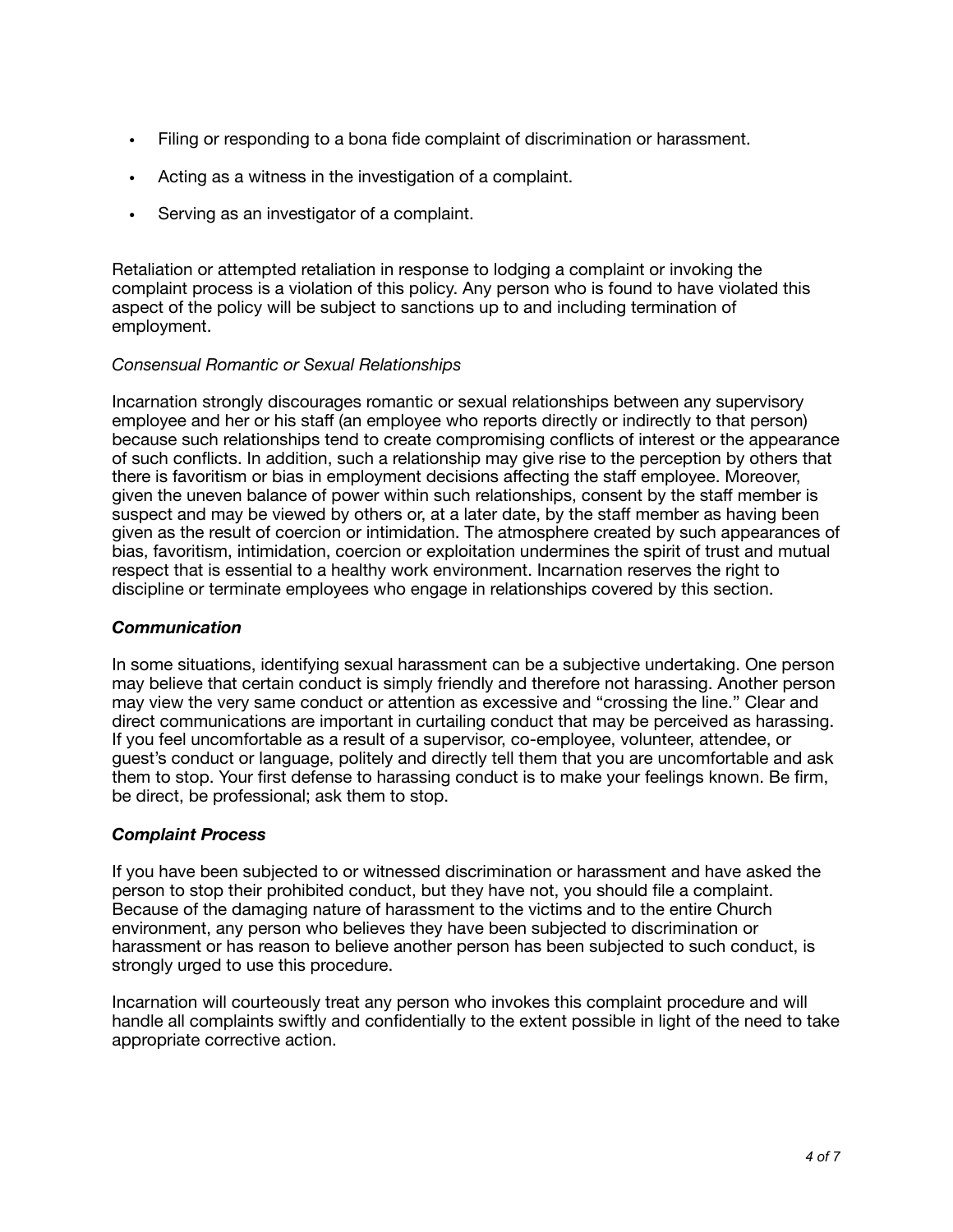- Filing or responding to a bona fide complaint of discrimination or harassment.
- Acting as a witness in the investigation of a complaint.
- Serving as an investigator of a complaint.

Retaliation or attempted retaliation in response to lodging a complaint or invoking the complaint process is a violation of this policy. Any person who is found to have violated this aspect of the policy will be subject to sanctions up to and including termination of employment.

*Consensual Romantic or Sexual Relationships*

Incarnation strongly discourages romantic or sexual relationships between any supervisory employee and her or his staff (an employee who reports directly or indirectly to that person) because such relationships tend to create compromising conflicts of interest or the appearance of such conflicts. In addition, such a relationship may give rise to the perception by others that there is favoritism or bias in employment decisions affecting the staff employee. Moreover, given the uneven balance of power within such relationships, consent by the staff member is suspect and may be viewed by others or, at a later date, by the staff member as having been given as the result of coercion or intimidation. The atmosphere created by such appearances of bias, favoritism, intimidation, coercion or exploitation undermines the spirit of trust and mutual respect that is essential to a healthy work environment. Incarnation reserves the right to discipline or terminate employees who engage in relationships covered by this section.

### *Communication*

In some situations, identifying sexual harassment can be a subjective undertaking. One person may believe that certain conduct is simply friendly and therefore not harassing. Another person may view the very same conduct or attention as excessive and "crossing the line." Clear and direct communications are important in curtailing conduct that may be perceived as harassing. If you feel uncomfortable as a result of a supervisor, co-employee, volunteer, attendee, or guest's conduct or language, politely and directly tell them that you are uncomfortable and ask them to stop. Your first defense to harassing conduct is to make your feelings known. Be firm, be direct, be professional; ask them to stop.

### *Complaint Process*

If you have been subjected to or witnessed discrimination or harassment and have asked the person to stop their prohibited conduct, but they have not, you should file a complaint. Because of the damaging nature of harassment to the victims and to the entire Church environment, any person who believes they have been subjected to discrimination or harassment or has reason to believe another person has been subjected to such conduct, is strongly urged to use this procedure.

Incarnation will courteously treat any person who invokes this complaint procedure and will handle all complaints swiftly and confidentially to the extent possible in light of the need to take appropriate corrective action.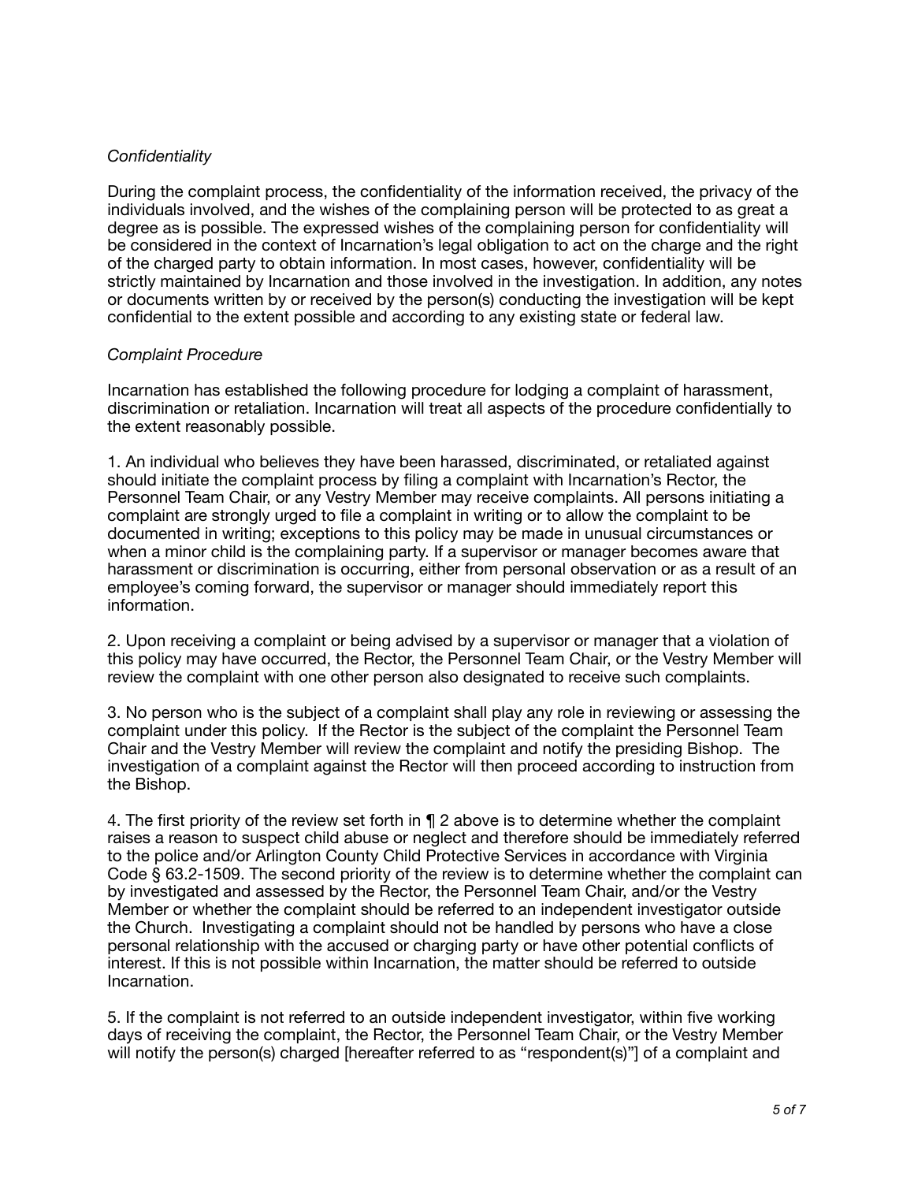*Confidentiality*

During the complaint process, the confidentiality of the information received, the privacy of the individuals involved, and the wishes of the complaining person will be protected to as great a degree as is possible. The expressed wishes of the complaining person for confidentiality will be considered in the context of Incarnation's legal obligation to act on the charge and the right of the charged party to obtain information. In most cases, however, confidentiality will be strictly maintained by Incarnation and those involved in the investigation. In addition, any notes or documents written by or received by the person(s) conducting the investigation will be kept confidential to the extent possible and according to any existing state or federal law.

*Complaint Procedure*

Incarnation has established the following procedure for lodging a complaint of harassment, discrimination or retaliation. Incarnation will treat all aspects of the procedure confidentially to the extent reasonably possible.

1. An individual who believes they have been harassed, discriminated, or retaliated against should initiate the complaint process by filing a complaint with Incarnation's Rector, the Personnel Team Chair, or any Vestry Member may receive complaints. All persons initiating a complaint are strongly urged to file a complaint in writing or to allow the complaint to be documented in writing; exceptions to this policy may be made in unusual circumstances or when a minor child is the complaining party. If a supervisor or manager becomes aware that harassment or discrimination is occurring, either from personal observation or as a result of an employee's coming forward, the supervisor or manager should immediately report this information.

2. Upon receiving a complaint or being advised by a supervisor or manager that a violation of this policy may have occurred, the Rector, the Personnel Team Chair, or the Vestry Member will review the complaint with one other person also designated to receive such complaints.

3. No person who is the subject of a complaint shall play any role in reviewing or assessing the complaint under this policy. If the Rector is the subject of the complaint the Personnel Team Chair and the Vestry Member will review the complaint and notify the presiding Bishop. The investigation of a complaint against the Rector will then proceed according to instruction from the Bishop.

4. The first priority of the review set forth in ¶ 2 above is to determine whether the complaint raises a reason to suspect child abuse or neglect and therefore should be immediately referred to the police and/or Arlington County Child Protective Services in accordance with Virginia Code § 63.2-1509. The second priority of the review is to determine whether the complaint can by investigated and assessed by the Rector, the Personnel Team Chair, and/or the Vestry Member or whether the complaint should be referred to an independent investigator outside the Church. Investigating a complaint should not be handled by persons who have a close personal relationship with the accused or charging party or have other potential conflicts of interest. If this is not possible within Incarnation, the matter should be referred to outside Incarnation.

5. If the complaint is not referred to an outside independent investigator, within five working days of receiving the complaint, the Rector, the Personnel Team Chair, or the Vestry Member will notify the person(s) charged [hereafter referred to as "respondent(s)"] of a complaint and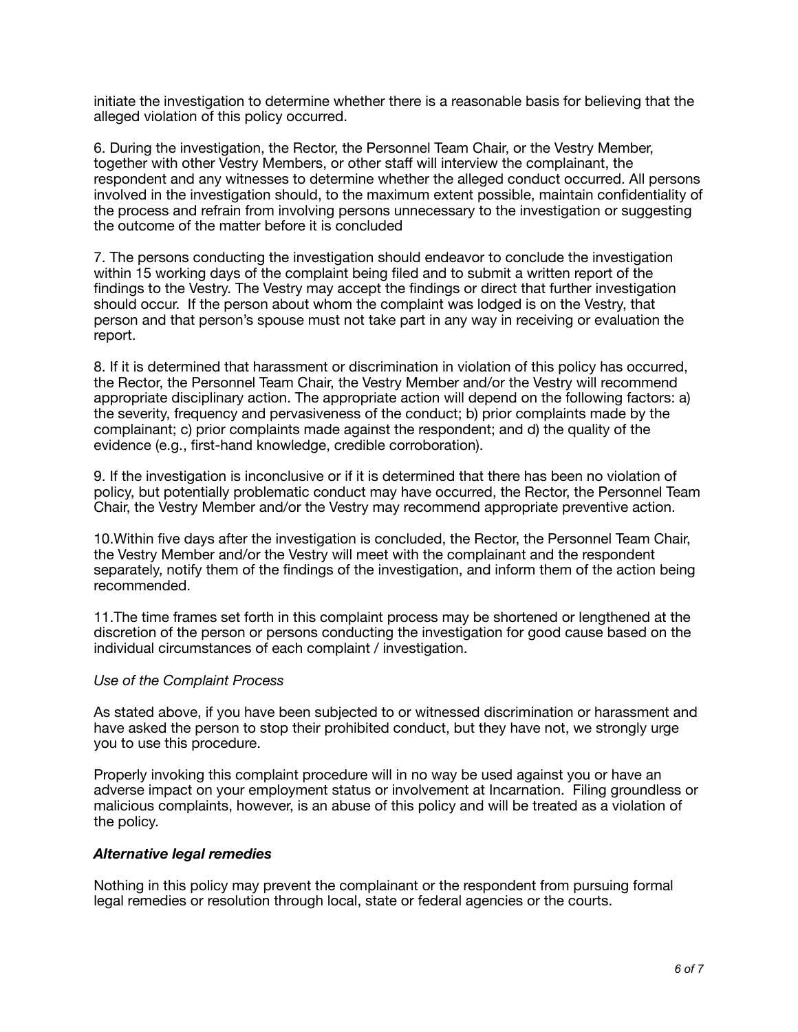initiate the investigation to determine whether there is a reasonable basis for believing that the alleged violation of this policy occurred.

6. During the investigation, the Rector, the Personnel Team Chair, or the Vestry Member, together with other Vestry Members, or other staff will interview the complainant, the respondent and any witnesses to determine whether the alleged conduct occurred. All persons involved in the investigation should, to the maximum extent possible, maintain confidentiality of the process and refrain from involving persons unnecessary to the investigation or suggesting the outcome of the matter before it is concluded

7. The persons conducting the investigation should endeavor to conclude the investigation within 15 working days of the complaint being filed and to submit a written report of the findings to the Vestry. The Vestry may accept the findings or direct that further investigation should occur. If the person about whom the complaint was lodged is on the Vestry, that person and that person's spouse must not take part in any way in receiving or evaluation the report.

8. If it is determined that harassment or discrimination in violation of this policy has occurred, the Rector, the Personnel Team Chair, the Vestry Member and/or the Vestry will recommend appropriate disciplinary action. The appropriate action will depend on the following factors: a) the severity, frequency and pervasiveness of the conduct; b) prior complaints made by the complainant; c) prior complaints made against the respondent; and d) the quality of the evidence (e.g., first-hand knowledge, credible corroboration).

9. If the investigation is inconclusive or if it is determined that there has been no violation of policy, but potentially problematic conduct may have occurred, the Rector, the Personnel Team Chair, the Vestry Member and/or the Vestry may recommend appropriate preventive action.

10.Within five days after the investigation is concluded, the Rector, the Personnel Team Chair, the Vestry Member and/or the Vestry will meet with the complainant and the respondent separately, notify them of the findings of the investigation, and inform them of the action being recommended.

11.The time frames set forth in this complaint process may be shortened or lengthened at the discretion of the person or persons conducting the investigation for good cause based on the individual circumstances of each complaint / investigation.

*Use of the Complaint Process*

As stated above, if you have been subjected to or witnessed discrimination or harassment and have asked the person to stop their prohibited conduct, but they have not, we strongly urge you to use this procedure.

Properly invoking this complaint procedure will in no way be used against you or have an adverse impact on your employment status or involvement at Incarnation. Filing groundless or malicious complaints, however, is an abuse of this policy and will be treated as a violation of the policy.

***Alternative legal remedies***

Nothing in this policy may prevent the complainant or the respondent from pursuing formal legal remedies or resolution through local, state or federal agencies or the courts.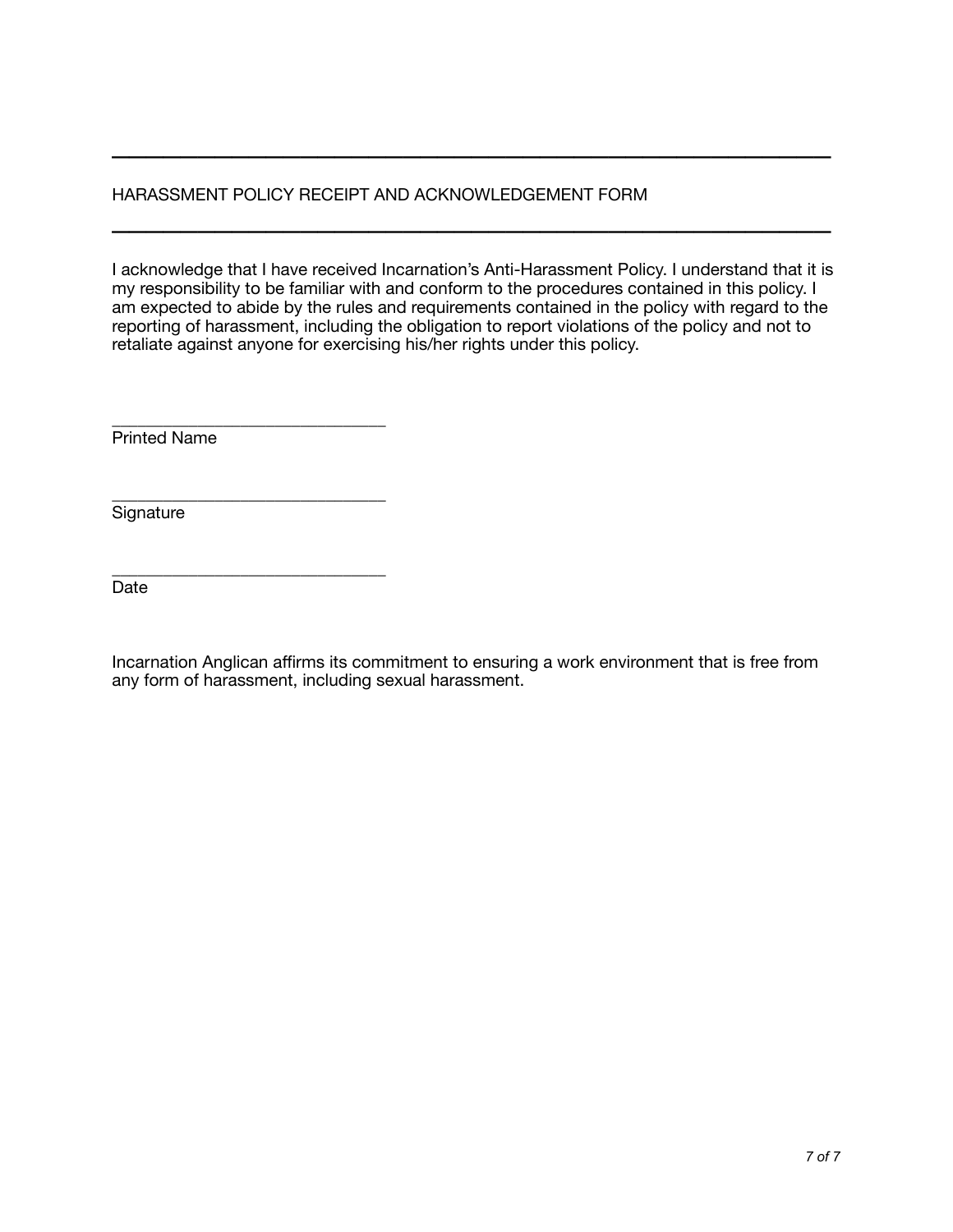---

## HARASSMENT POLICY RECEIPT AND ACKNOWLEDGEMENT FORM

---

I acknowledge that I have received Incarnation's Anti-Harassment Policy. I understand that it is my responsibility to be familiar with and conform to the procedures contained in this policy. I am expected to abide by the rules and requirements contained in the policy with regard to the reporting of harassment, including the obligation to report violations of the policy and not to retaliate against anyone for exercising his/her rights under this policy.

_______________________________
Printed Name

_______________________________
Signature

_______________________________
Date

Incarnation Anglican affirms its commitment to ensuring a work environment that is free from any form of harassment, including sexual harassment.